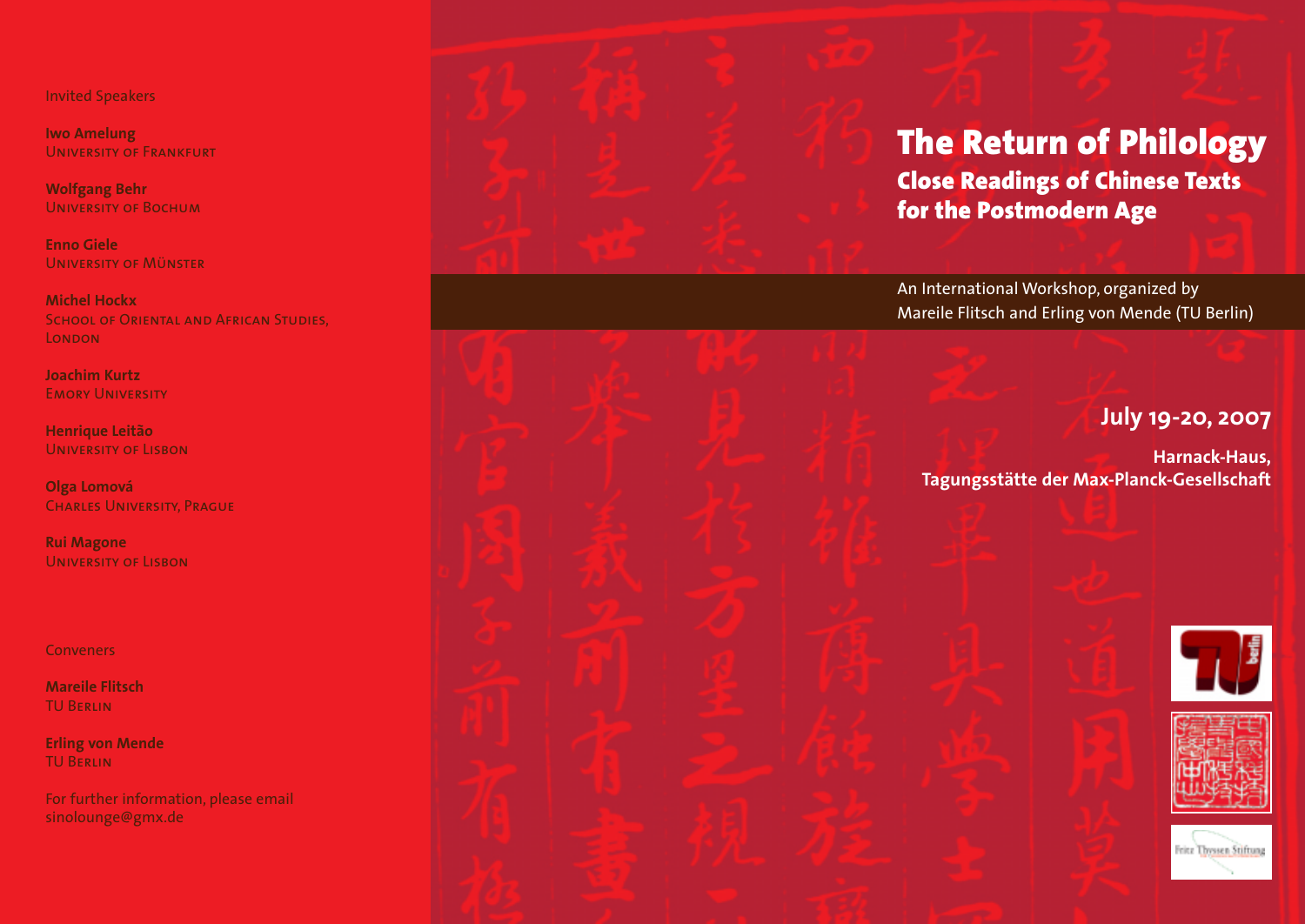# The Return of Philology

## Close Readings of Chinese Texts for the Postmodern Age

An International Workshop, organized by Mareile Flitsch and Erling von Mende (TU Berlin)

**July 19-20, 2007**

**Harnack-Haus, Tagungsstätte der Max-Planck-Gesellschaft**

Invited Speakers

**Iwo Amelung**
University of Frankfurt

**Wolfgang Behr**
University of Bochum

**Enno Giele**
University of Münster

**Michel Hockx**
School of Oriental and African Studies, London

**Joachim Kurtz**
Emory University

**Henrique Leitão**
University of Lisbon

**Olga Lomová**
Charles University, Prague

**Rui Magone**
University of Lisbon

Conveners

**Mareile Flitsch**
TU Berlin

**Erling von Mende**
TU Berlin

For further information, please email
sinolounge@gmx.de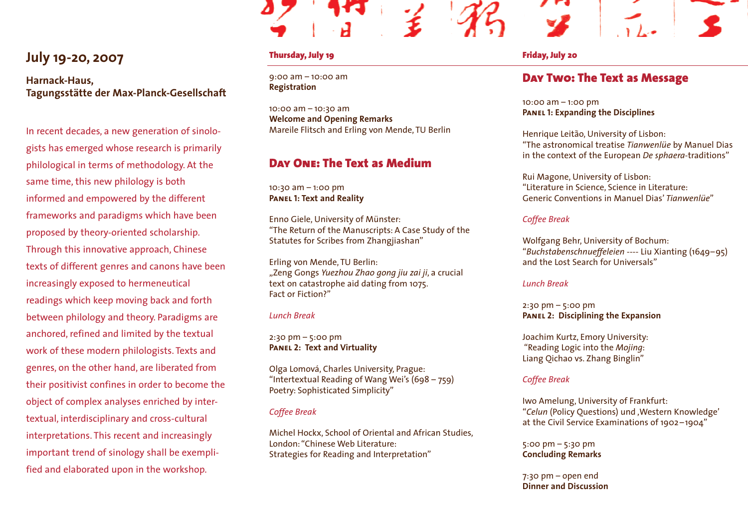## July 19-20, 2007

**Harnack-Haus,**
**Tagungsstätte der Max-Planck-Gesellschaft**

In recent decades, a new generation of sinologists has emerged whose research is primarily philological in terms of methodology. At the same time, this new philology is both informed and empowered by the different frameworks and paradigms which have been proposed by theory-oriented scholarship. Through this innovative approach, Chinese texts of different genres and canons have been increasingly exposed to hermeneutical readings which keep moving back and forth between philology and theory. Paradigms are anchored, refined and limited by the textual work of these modern philologists. Texts and genres, on the other hand, are liberated from their positivist confines in order to become the object of complex analyses enriched by intertextual, interdisciplinary and cross-cultural interpretations. This recent and increasingly important trend of sinology shall be exemplified and elaborated upon in the workshop.

**Thursday, July 19**

9:00 am – 10:00 am
**Registration**

10:00 am – 10:30 am
**Welcome and Opening Remarks**
Mareile Flitsch and Erling von Mende, TU Berlin

## Day One: The Text as Medium

10:30 am – 1:00 pm
**Panel 1: Text and Reality**

Enno Giele, University of Münster:
"The Return of the Manuscripts: A Case Study of the Statutes for Scribes from Zhangjiashan"

Erling von Mende, TU Berlin:
„Zeng Gongs *Yuezhou Zhao gong jiu zai ji*, a crucial text on catastrophe aid dating from 1075. Fact or Fiction?"

*Lunch Break*

2:30 pm – 5:00 pm
**Panel 2: Text and Virtuality**

Olga Lomová, Charles University, Prague:
"Intertextual Reading of Wang Wei's (698 – 759) Poetry: Sophisticated Simplicity"

*Coffee Break*

Michel Hockx, School of Oriental and African Studies, London: "Chinese Web Literature: Strategies for Reading and Interpretation"

**Friday, July 20**

## Day Two: The Text as Message

10:00 am – 1:00 pm
**Panel 1: Expanding the Disciplines**

Henrique Leitão, University of Lisbon:
"The astronomical treatise *Tianwenlüe* by Manuel Dias in the context of the European *De sphaera*-traditions"

Rui Magone, University of Lisbon:
"Literature in Science, Science in Literature: Generic Conventions in Manuel Dias' *Tianwenlüe*"

*Coffee Break*

Wolfgang Behr, University of Bochum:
"*Buchstabenschnueffeleien* ---- Liu Xianting (1649–95) and the Lost Search for Universals"

*Lunch Break*

2:30 pm – 5:00 pm
**Panel 2: Disciplining the Expansion**

Joachim Kurtz, Emory University:
"Reading Logic into the *Mojing*: Liang Qichao vs. Zhang Binglin"

*Coffee Break*

Iwo Amelung, University of Frankfurt:
"*Celun* (Policy Questions) und ‚Western Knowledge' at the Civil Service Examinations of 1902–1904"

5:00 pm – 5:30 pm
**Concluding Remarks**

7:30 pm – open end
**Dinner and Discussion**